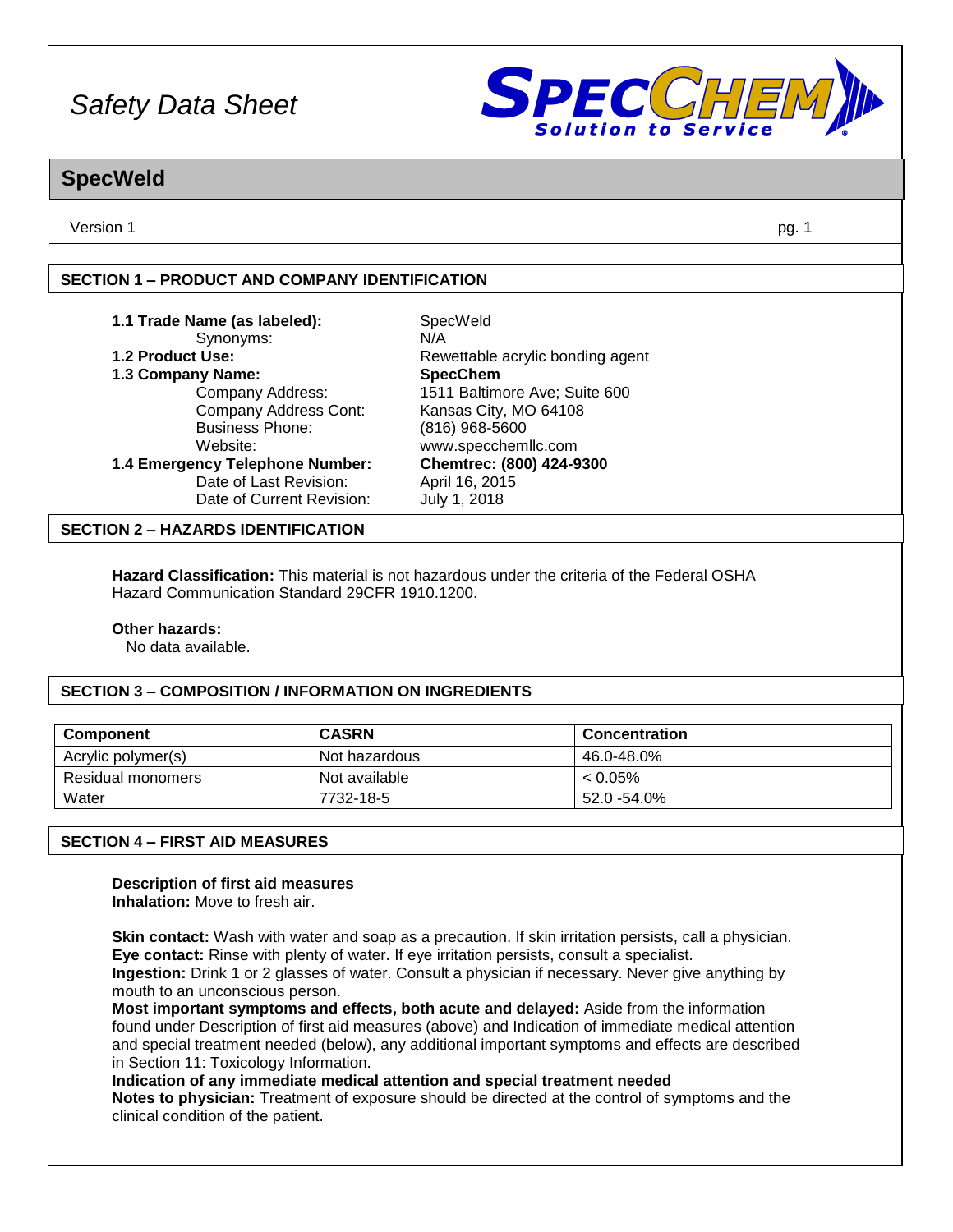# Safety Data Sheet

SPECCHEM — Solution to Service

## SpecWeld

Version 1

### SECTION 1 – PRODUCT AND COMPANY IDENTIFICATION

**1.1 Trade Name (as labeled):** SpecWeld
Synonyms: N/A
**1.2 Product Use:** Rewettable acrylic bonding agent
**1.3 Company Name:** **SpecChem**
Company Address: 1511 Baltimore Ave; Suite 600
Company Address Cont: Kansas City, MO 64108
Business Phone: (816) 968-5600
Website: www.specchemllc.com
**1.4 Emergency Telephone Number:** **Chemtrec: (800) 424-9300**
Date of Last Revision: April 16, 2015
Date of Current Revision: July 1, 2018

### SECTION 2 – HAZARDS IDENTIFICATION

**Hazard Classification:** This material is not hazardous under the criteria of the Federal OSHA Hazard Communication Standard 29CFR 1910.1200.

**Other hazards:**
No data available.

### SECTION 3 – COMPOSITION / INFORMATION ON INGREDIENTS

| Component | CASRN | Concentration |
|---|---|---|
| Acrylic polymer(s) | Not hazardous | 46.0-48.0% |
| Residual monomers | Not available | < 0.05% |
| Water | 7732-18-5 | 52.0 -54.0% |

### SECTION 4 – FIRST AID MEASURES

**Description of first aid measures**
**Inhalation:** Move to fresh air.

**Skin contact:** Wash with water and soap as a precaution. If skin irritation persists, call a physician.
**Eye contact:** Rinse with plenty of water. If eye irritation persists, consult a specialist.
**Ingestion:** Drink 1 or 2 glasses of water. Consult a physician if necessary. Never give anything by mouth to an unconscious person.
**Most important symptoms and effects, both acute and delayed:** Aside from the information found under Description of first aid measures (above) and Indication of immediate medical attention and special treatment needed (below), any additional important symptoms and effects are described in Section 11: Toxicology Information.
**Indication of any immediate medical attention and special treatment needed**
**Notes to physician:** Treatment of exposure should be directed at the control of symptoms and the clinical condition of the patient.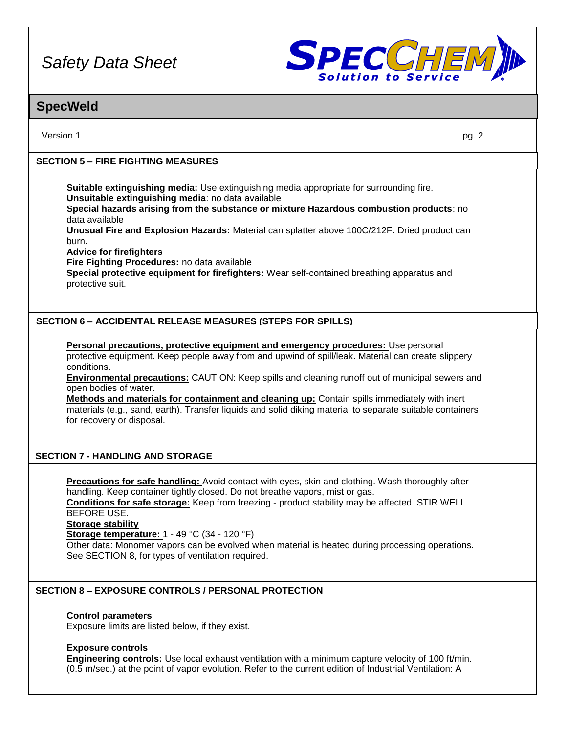## SECTION 5 – FIRE FIGHTING MEASURES

**Suitable extinguishing media:** Use extinguishing media appropriate for surrounding fire.
**Unsuitable extinguishing media**: no data available
**Special hazards arising from the substance or mixture Hazardous combustion products**: no data available
**Unusual Fire and Explosion Hazards:** Material can splatter above 100C/212F. Dried product can burn.
**Advice for firefighters**
**Fire Fighting Procedures:** no data available
**Special protective equipment for firefighters:** Wear self-contained breathing apparatus and protective suit.

## SECTION 6 – ACCIDENTAL RELEASE MEASURES (STEPS FOR SPILLS)

**Personal precautions, protective equipment and emergency procedures:** Use personal protective equipment. Keep people away from and upwind of spill/leak. Material can create slippery conditions.
**Environmental precautions:** CAUTION: Keep spills and cleaning runoff out of municipal sewers and open bodies of water.
**Methods and materials for containment and cleaning up:** Contain spills immediately with inert materials (e.g., sand, earth). Transfer liquids and solid diking material to separate suitable containers for recovery or disposal.

## SECTION 7 - HANDLING AND STORAGE

**Precautions for safe handling:** Avoid contact with eyes, skin and clothing. Wash thoroughly after handling. Keep container tightly closed. Do not breathe vapors, mist or gas.
**Conditions for safe storage:** Keep from freezing - product stability may be affected. STIR WELL BEFORE USE.
**Storage stability**
**Storage temperature:** 1 - 49 °C (34 - 120 °F)
Other data: Monomer vapors can be evolved when material is heated during processing operations. See SECTION 8, for types of ventilation required.

## SECTION 8 – EXPOSURE CONTROLS / PERSONAL PROTECTION

**Control parameters**
Exposure limits are listed below, if they exist.

**Exposure controls**
**Engineering controls:** Use local exhaust ventilation with a minimum capture velocity of 100 ft/min. (0.5 m/sec.) at the point of vapor evolution. Refer to the current edition of Industrial Ventilation: A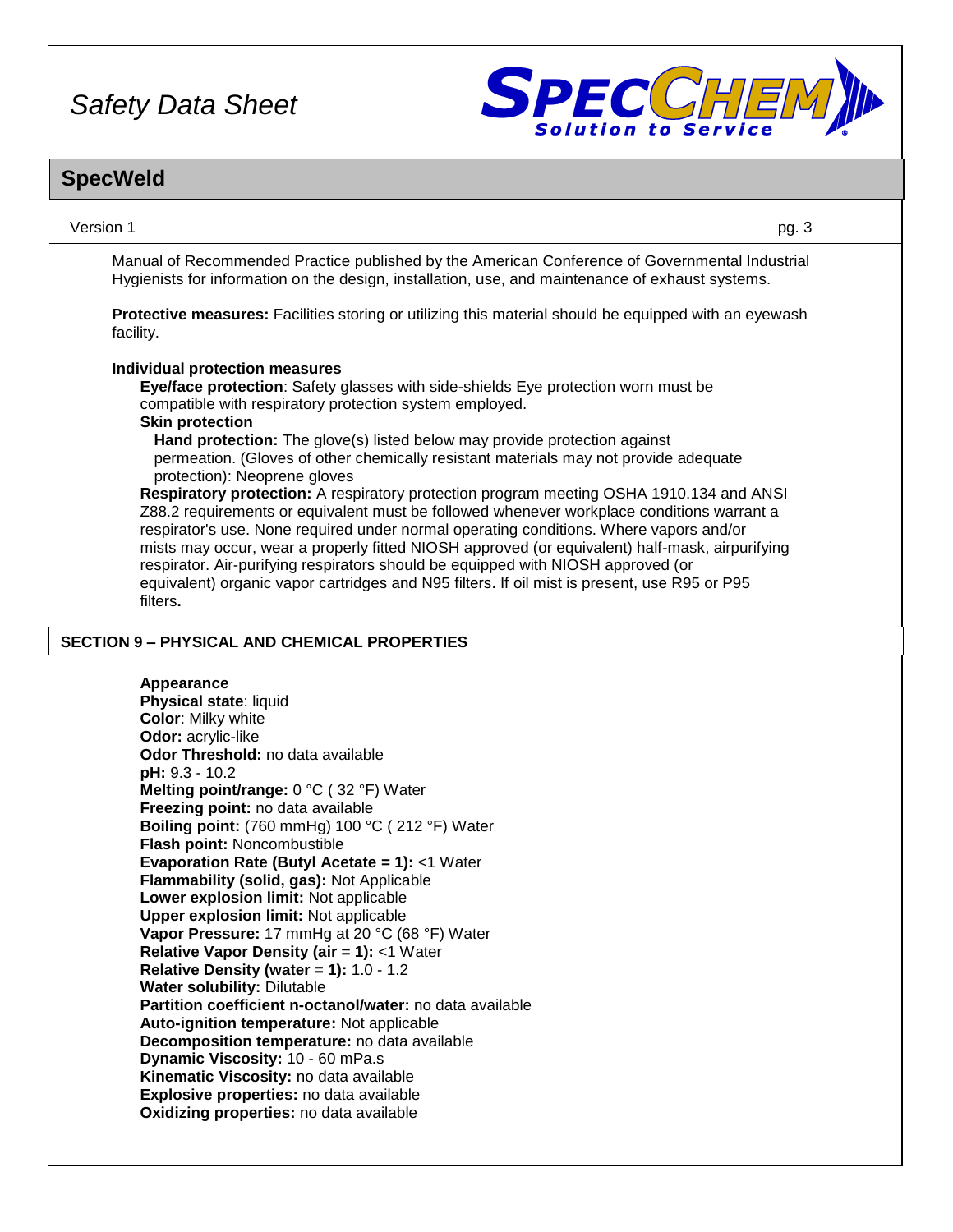Manual of Recommended Practice published by the American Conference of Governmental Industrial Hygienists for information on the design, installation, use, and maintenance of exhaust systems.

**Protective measures:** Facilities storing or utilizing this material should be equipped with an eyewash facility.

**Individual protection measures**

**Eye/face protection**: Safety glasses with side-shields Eye protection worn must be compatible with respiratory protection system employed.

**Skin protection**

**Hand protection:** The glove(s) listed below may provide protection against permeation. (Gloves of other chemically resistant materials may not provide adequate protection): Neoprene gloves

**Respiratory protection:** A respiratory protection program meeting OSHA 1910.134 and ANSI Z88.2 requirements or equivalent must be followed whenever workplace conditions warrant a respirator's use. None required under normal operating conditions. Where vapors and/or mists may occur, wear a properly fitted NIOSH approved (or equivalent) half-mask, airpurifying respirator. Air-purifying respirators should be equipped with NIOSH approved (or equivalent) organic vapor cartridges and N95 filters. If oil mist is present, use R95 or P95 filters**.**

## SECTION 9 – PHYSICAL AND CHEMICAL PROPERTIES

**Appearance**
**Physical state**: liquid
**Color**: Milky white
**Odor:** acrylic-like
**Odor Threshold:** no data available
**pH:** 9.3 - 10.2
**Melting point/range:** 0 °C ( 32 °F) Water
**Freezing point:** no data available
**Boiling point:** (760 mmHg) 100 °C ( 212 °F) Water
**Flash point:** Noncombustible
**Evaporation Rate (Butyl Acetate = 1):** <1 Water
**Flammability (solid, gas):** Not Applicable
**Lower explosion limit:** Not applicable
**Upper explosion limit:** Not applicable
**Vapor Pressure:** 17 mmHg at 20 °C (68 °F) Water
**Relative Vapor Density (air = 1):** <1 Water
**Relative Density (water = 1):** 1.0 - 1.2
**Water solubility:** Dilutable
**Partition coefficient n-octanol/water:** no data available
**Auto-ignition temperature:** Not applicable
**Decomposition temperature:** no data available
**Dynamic Viscosity:** 10 - 60 mPa.s
**Kinematic Viscosity:** no data available
**Explosive properties:** no data available
**Oxidizing properties:** no data available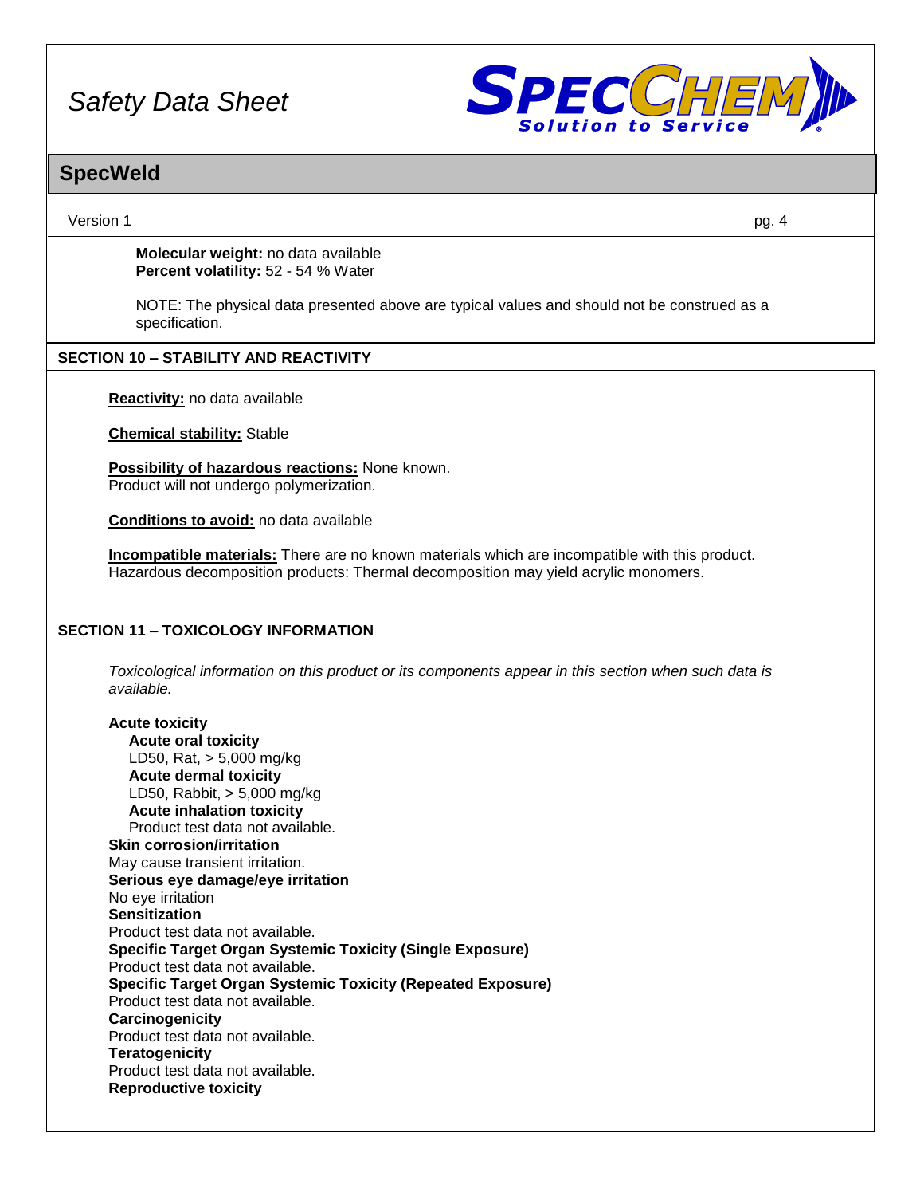**Molecular weight:** no data available
**Percent volatility:** 52 - 54 % Water

NOTE: The physical data presented above are typical values and should not be construed as a specification.

## SECTION 10 – STABILITY AND REACTIVITY

**Reactivity:** no data available

**Chemical stability:** Stable

**Possibility of hazardous reactions:** None known.
Product will not undergo polymerization.

**Conditions to avoid:** no data available

**Incompatible materials:** There are no known materials which are incompatible with this product.
Hazardous decomposition products: Thermal decomposition may yield acrylic monomers.

## SECTION 11 – TOXICOLOGY INFORMATION

*Toxicological information on this product or its components appear in this section when such data is available.*

**Acute toxicity**
**Acute oral toxicity**
LD50, Rat, > 5,000 mg/kg
**Acute dermal toxicity**
LD50, Rabbit, > 5,000 mg/kg
**Acute inhalation toxicity**
Product test data not available.
**Skin corrosion/irritation**
May cause transient irritation.
**Serious eye damage/eye irritation**
No eye irritation
**Sensitization**
Product test data not available.
**Specific Target Organ Systemic Toxicity (Single Exposure)**
Product test data not available.
**Specific Target Organ Systemic Toxicity (Repeated Exposure)**
Product test data not available.
**Carcinogenicity**
Product test data not available.
**Teratogenicity**
Product test data not available.
**Reproductive toxicity**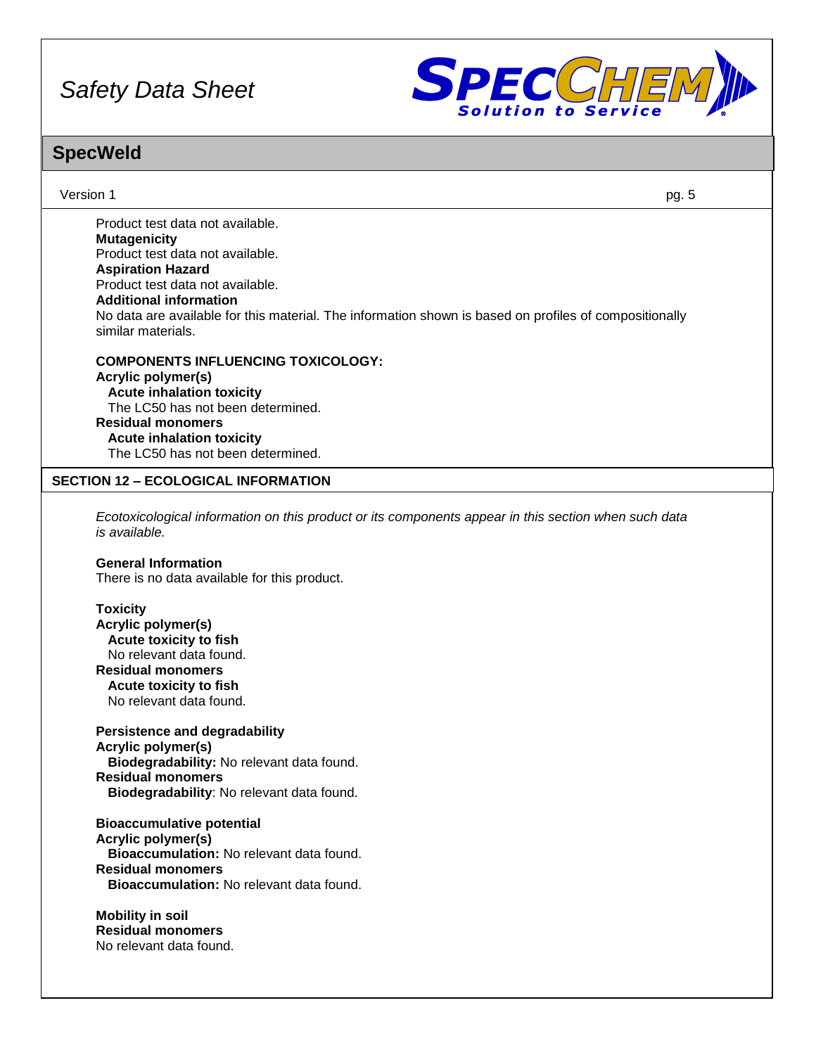Product test data not available.

**Mutagenicity**
Product test data not available.

**Aspiration Hazard**
Product test data not available.

**Additional information**
No data are available for this material. The information shown is based on profiles of compositionally similar materials.

**COMPONENTS INFLUENCING TOXICOLOGY:**

**Acrylic polymer(s)**
**Acute inhalation toxicity**
The LC50 has not been determined.

**Residual monomers**
**Acute inhalation toxicity**
The LC50 has not been determined.

## SECTION 12 – ECOLOGICAL INFORMATION

*Ecotoxicological information on this product or its components appear in this section when such data is available.*

**General Information**
There is no data available for this product.

**Toxicity**

**Acrylic polymer(s)**
**Acute toxicity to fish**
No relevant data found.

**Residual monomers**
**Acute toxicity to fish**
No relevant data found.

**Persistence and degradability**

**Acrylic polymer(s)**
**Biodegradability:** No relevant data found.

**Residual monomers**
**Biodegradability**: No relevant data found.

**Bioaccumulative potential**

**Acrylic polymer(s)**
**Bioaccumulation:** No relevant data found.

**Residual monomers**
**Bioaccumulation:** No relevant data found.

**Mobility in soil**

**Residual monomers**
No relevant data found.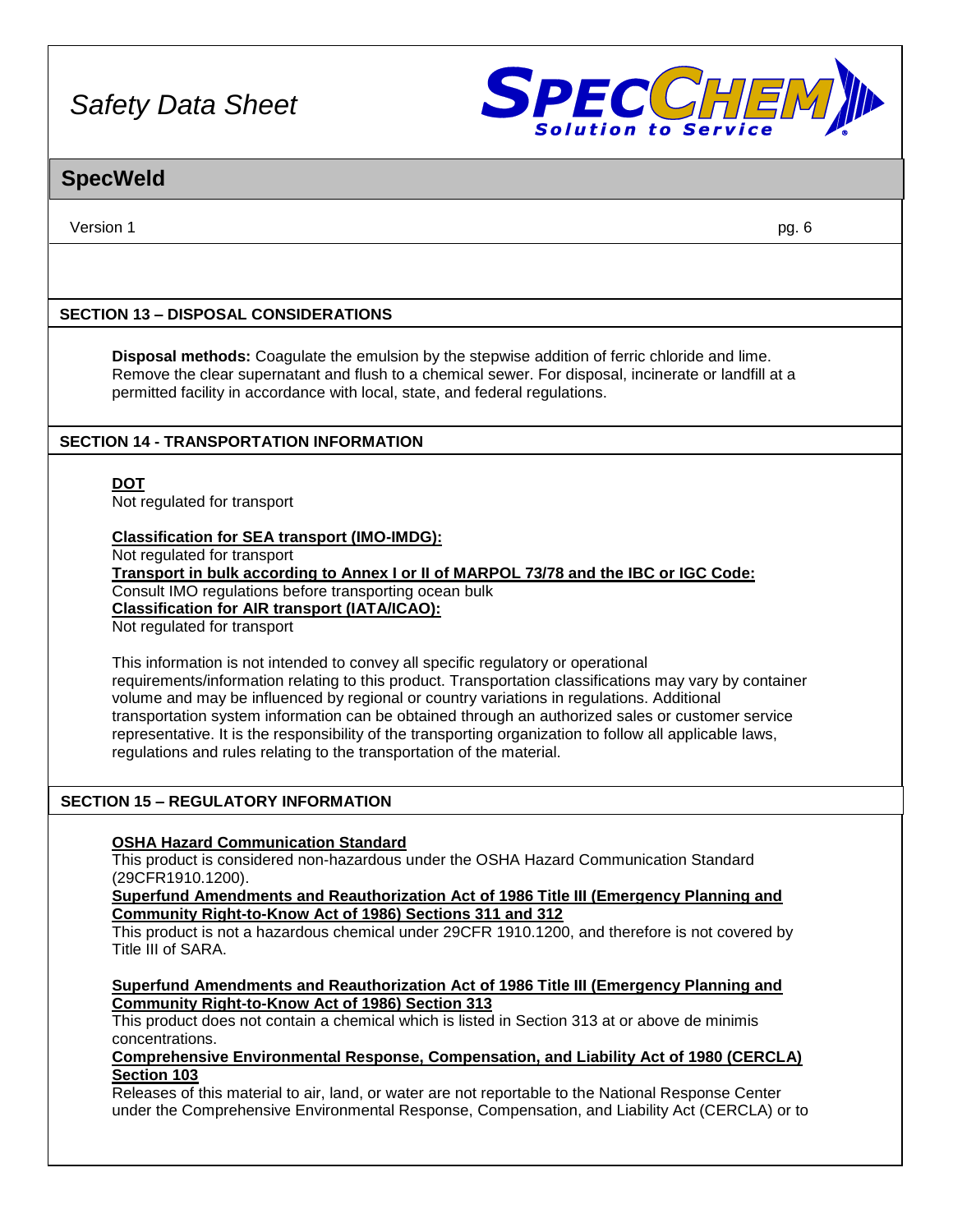## SECTION 13 – DISPOSAL CONSIDERATIONS

**Disposal methods:** Coagulate the emulsion by the stepwise addition of ferric chloride and lime. Remove the clear supernatant and flush to a chemical sewer. For disposal, incinerate or landfill at a permitted facility in accordance with local, state, and federal regulations.

## SECTION 14 - TRANSPORTATION INFORMATION

**DOT**
Not regulated for transport

**Classification for SEA transport (IMO-IMDG):**
Not regulated for transport
**Transport in bulk according to Annex I or II of MARPOL 73/78 and the IBC or IGC Code:**
Consult IMO regulations before transporting ocean bulk
**Classification for AIR transport (IATA/ICAO):**
Not regulated for transport

This information is not intended to convey all specific regulatory or operational requirements/information relating to this product. Transportation classifications may vary by container volume and may be influenced by regional or country variations in regulations. Additional transportation system information can be obtained through an authorized sales or customer service representative. It is the responsibility of the transporting organization to follow all applicable laws, regulations and rules relating to the transportation of the material.

## SECTION 15 – REGULATORY INFORMATION

**OSHA Hazard Communication Standard**
This product is considered non-hazardous under the OSHA Hazard Communication Standard (29CFR1910.1200).
**Superfund Amendments and Reauthorization Act of 1986 Title III (Emergency Planning and Community Right-to-Know Act of 1986) Sections 311 and 312**
This product is not a hazardous chemical under 29CFR 1910.1200, and therefore is not covered by Title III of SARA.

**Superfund Amendments and Reauthorization Act of 1986 Title III (Emergency Planning and Community Right-to-Know Act of 1986) Section 313**
This product does not contain a chemical which is listed in Section 313 at or above de minimis concentrations.
**Comprehensive Environmental Response, Compensation, and Liability Act of 1980 (CERCLA) Section 103**
Releases of this material to air, land, or water are not reportable to the National Response Center under the Comprehensive Environmental Response, Compensation, and Liability Act (CERCLA) or to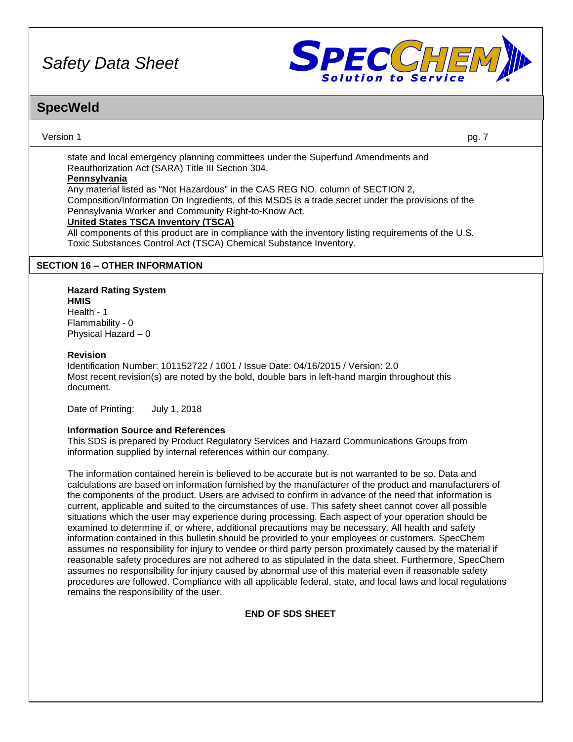state and local emergency planning committees under the Superfund Amendments and Reauthorization Act (SARA) Title III Section 304.

**Pennsylvania**

Any material listed as "Not Hazardous" in the CAS REG NO. column of SECTION 2, Composition/Information On Ingredients, of this MSDS is a trade secret under the provisions of the Pennsylvania Worker and Community Right-to-Know Act.

**United States TSCA Inventory (TSCA)**

All components of this product are in compliance with the inventory listing requirements of the U.S. Toxic Substances Control Act (TSCA) Chemical Substance Inventory.

## SECTION 16 – OTHER INFORMATION

**Hazard Rating System**

**HMIS**

Health - 1
Flammability - 0
Physical Hazard – 0

**Revision**

Identification Number: 101152722 / 1001 / Issue Date: 04/16/2015 / Version: 2.0
Most recent revision(s) are noted by the bold, double bars in left-hand margin throughout this document.

Date of Printing: July 1, 2018

**Information Source and References**

This SDS is prepared by Product Regulatory Services and Hazard Communications Groups from information supplied by internal references within our company.

The information contained herein is believed to be accurate but is not warranted to be so. Data and calculations are based on information furnished by the manufacturer of the product and manufacturers of the components of the product. Users are advised to confirm in advance of the need that information is current, applicable and suited to the circumstances of use. This safety sheet cannot cover all possible situations which the user may experience during processing. Each aspect of your operation should be examined to determine if, or where, additional precautions may be necessary. All health and safety information contained in this bulletin should be provided to your employees or customers. SpecChem assumes no responsibility for injury to vendee or third party person proximately caused by the material if reasonable safety procedures are not adhered to as stipulated in the data sheet. Furthermore, SpecChem assumes no responsibility for injury caused by abnormal use of this material even if reasonable safety procedures are followed. Compliance with all applicable federal, state, and local laws and local regulations remains the responsibility of the user.

**END OF SDS SHEET**